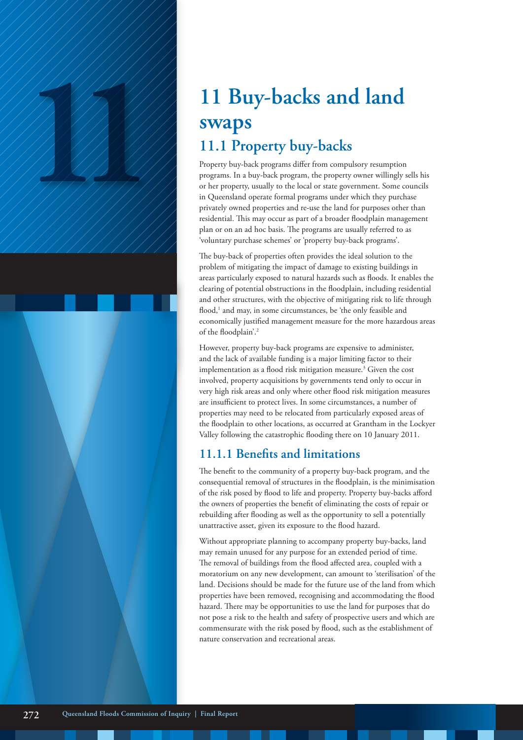# 11 Buy-backs and land swaps

## 11.1 Property buy-backs

Property buy-back programs differ from compulsory resumption programs. In a buy-back program, the property owner willingly sells his or her property, usually to the local or state government. Some councils in Queensland operate formal programs under which they purchase privately owned properties and re-use the land for purposes other than residential. This may occur as part of a broader floodplain management plan or on an ad hoc basis. The programs are usually referred to as 'voluntary purchase schemes' or 'property buy-back programs'.

The buy-back of properties often provides the ideal solution to the problem of mitigating the impact of damage to existing buildings in areas particularly exposed to natural hazards such as floods. It enables the clearing of potential obstructions in the floodplain, including residential and other structures, with the objective of mitigating risk to life through flood,[1] and may, in some circumstances, be 'the only feasible and economically justified management measure for the more hazardous areas of the floodplain'.[2]

However, property buy-back programs are expensive to administer, and the lack of available funding is a major limiting factor to their implementation as a flood risk mitigation measure.[3] Given the cost involved, property acquisitions by governments tend only to occur in very high risk areas and only where other flood risk mitigation measures are insufficient to protect lives. In some circumstances, a number of properties may need to be relocated from particularly exposed areas of the floodplain to other locations, as occurred at Grantham in the Lockyer Valley following the catastrophic flooding there on 10 January 2011.

### 11.1.1 Benefits and limitations

The benefit to the community of a property buy-back program, and the consequential removal of structures in the floodplain, is the minimisation of the risk posed by flood to life and property. Property buy-backs afford the owners of properties the benefit of eliminating the costs of repair or rebuilding after flooding as well as the opportunity to sell a potentially unattractive asset, given its exposure to the flood hazard.

Without appropriate planning to accompany property buy-backs, land may remain unused for any purpose for an extended period of time. The removal of buildings from the flood affected area, coupled with a moratorium on any new development, can amount to 'sterilisation' of the land. Decisions should be made for the future use of the land from which properties have been removed, recognising and accommodating the flood hazard. There may be opportunities to use the land for purposes that do not pose a risk to the health and safety of prospective users and which are commensurate with the risk posed by flood, such as the establishment of nature conservation and recreational areas.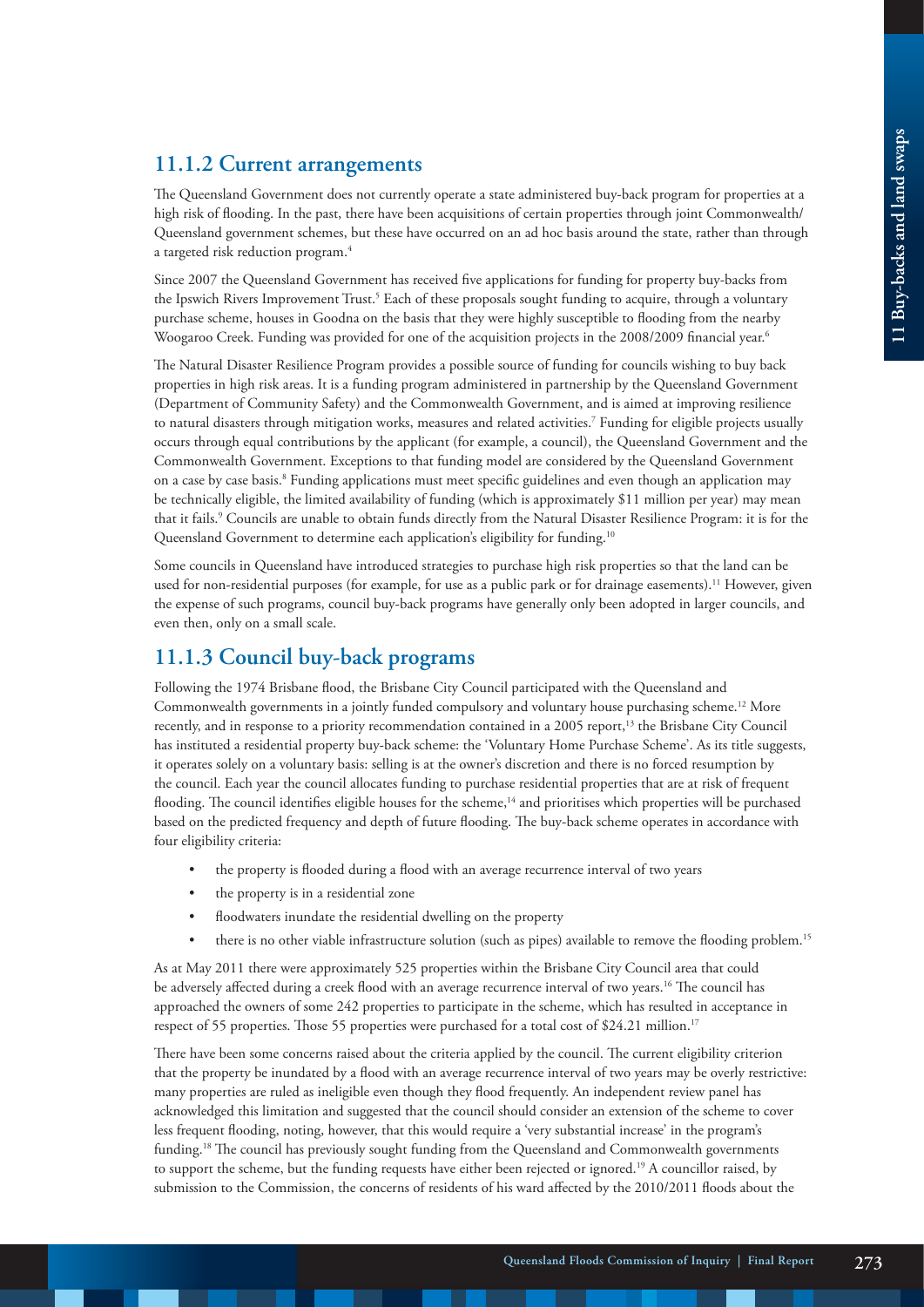## 11.1.2 Current arrangements

The Queensland Government does not currently operate a state administered buy-back program for properties at a high risk of flooding. In the past, there have been acquisitions of certain properties through joint Commonwealth/Queensland government schemes, but these have occurred on an ad hoc basis around the state, rather than through a targeted risk reduction program.[4]

Since 2007 the Queensland Government has received five applications for funding for property buy-backs from the Ipswich Rivers Improvement Trust.[5] Each of these proposals sought funding to acquire, through a voluntary purchase scheme, houses in Goodna on the basis that they were highly susceptible to flooding from the nearby Woogaroo Creek. Funding was provided for one of the acquisition projects in the 2008/2009 financial year.[6]

The Natural Disaster Resilience Program provides a possible source of funding for councils wishing to buy back properties in high risk areas. It is a funding program administered in partnership by the Queensland Government (Department of Community Safety) and the Commonwealth Government, and is aimed at improving resilience to natural disasters through mitigation works, measures and related activities.[7] Funding for eligible projects usually occurs through equal contributions by the applicant (for example, a council), the Queensland Government and the Commonwealth Government. Exceptions to that funding model are considered by the Queensland Government on a case by case basis.[8] Funding applications must meet specific guidelines and even though an application may be technically eligible, the limited availability of funding (which is approximately $11 million per year) may mean that it fails.[9] Councils are unable to obtain funds directly from the Natural Disaster Resilience Program: it is for the Queensland Government to determine each application's eligibility for funding.[10]

Some councils in Queensland have introduced strategies to purchase high risk properties so that the land can be used for non-residential purposes (for example, for use as a public park or for drainage easements).[11] However, given the expense of such programs, council buy-back programs have generally only been adopted in larger councils, and even then, only on a small scale.

## 11.1.3 Council buy-back programs

Following the 1974 Brisbane flood, the Brisbane City Council participated with the Queensland and Commonwealth governments in a jointly funded compulsory and voluntary house purchasing scheme.[12] More recently, and in response to a priority recommendation contained in a 2005 report,[13] the Brisbane City Council has instituted a residential property buy-back scheme: the 'Voluntary Home Purchase Scheme'. As its title suggests, it operates solely on a voluntary basis: selling is at the owner's discretion and there is no forced resumption by the council. Each year the council allocates funding to purchase residential properties that are at risk of frequent flooding. The council identifies eligible houses for the scheme,[14] and prioritises which properties will be purchased based on the predicted frequency and depth of future flooding. The buy-back scheme operates in accordance with four eligibility criteria:

- the property is flooded during a flood with an average recurrence interval of two years
- the property is in a residential zone
- floodwaters inundate the residential dwelling on the property
- there is no other viable infrastructure solution (such as pipes) available to remove the flooding problem.[15]

As at May 2011 there were approximately 525 properties within the Brisbane City Council area that could be adversely affected during a creek flood with an average recurrence interval of two years.[16] The council has approached the owners of some 242 properties to participate in the scheme, which has resulted in acceptance in respect of 55 properties. Those 55 properties were purchased for a total cost of $24.21 million.[17]

There have been some concerns raised about the criteria applied by the council. The current eligibility criterion that the property be inundated by a flood with an average recurrence interval of two years may be overly restrictive: many properties are ruled as ineligible even though they flood frequently. An independent review panel has acknowledged this limitation and suggested that the council should consider an extension of the scheme to cover less frequent flooding, noting, however, that this would require a 'very substantial increase' in the program's funding.[18] The council has previously sought funding from the Queensland and Commonwealth governments to support the scheme, but the funding requests have either been rejected or ignored.[19] A councillor raised, by submission to the Commission, the concerns of residents of his ward affected by the 2010/2011 floods about the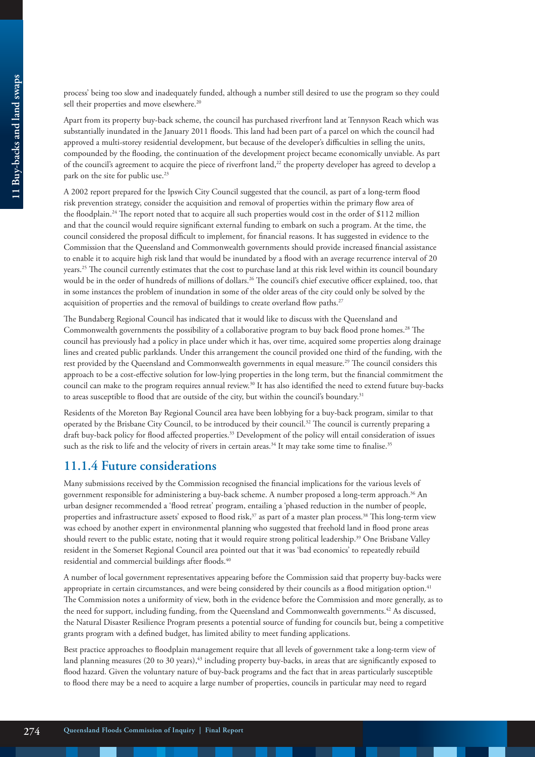process' being too slow and inadequately funded, although a number still desired to use the program so they could sell their properties and move elsewhere.[20]

Apart from its property buy-back scheme, the council has purchased riverfront land at Tennyson Reach which was substantially inundated in the January 2011 floods. This land had been part of a parcel on which the council had approved a multi-storey residential development, but because of the developer's difficulties in selling the units, compounded by the flooding, the continuation of the development project became economically unviable. As part of the council's agreement to acquire the piece of riverfront land,[22] the property developer has agreed to develop a park on the site for public use.[23]

A 2002 report prepared for the Ipswich City Council suggested that the council, as part of a long-term flood risk prevention strategy, consider the acquisition and removal of properties within the primary flow area of the floodplain.[24] The report noted that to acquire all such properties would cost in the order of $112 million and that the council would require significant external funding to embark on such a program. At the time, the council considered the proposal difficult to implement, for financial reasons. It has suggested in evidence to the Commission that the Queensland and Commonwealth governments should provide increased financial assistance to enable it to acquire high risk land that would be inundated by a flood with an average recurrence interval of 20 years.[25] The council currently estimates that the cost to purchase land at this risk level within its council boundary would be in the order of hundreds of millions of dollars.[26] The council's chief executive officer explained, too, that in some instances the problem of inundation in some of the older areas of the city could only be solved by the acquisition of properties and the removal of buildings to create overland flow paths.[27]

The Bundaberg Regional Council has indicated that it would like to discuss with the Queensland and Commonwealth governments the possibility of a collaborative program to buy back flood prone homes.[28] The council has previously had a policy in place under which it has, over time, acquired some properties along drainage lines and created public parklands. Under this arrangement the council provided one third of the funding, with the rest provided by the Queensland and Commonwealth governments in equal measure.[29] The council considers this approach to be a cost-effective solution for low-lying properties in the long term, but the financial commitment the council can make to the program requires annual review.[30] It has also identified the need to extend future buy-backs to areas susceptible to flood that are outside of the city, but within the council's boundary.[31]

Residents of the Moreton Bay Regional Council area have been lobbying for a buy-back program, similar to that operated by the Brisbane City Council, to be introduced by their council.[32] The council is currently preparing a draft buy-back policy for flood affected properties.[33] Development of the policy will entail consideration of issues such as the risk to life and the velocity of rivers in certain areas.[34] It may take some time to finalise.[35]

## 11.1.4 Future considerations

Many submissions received by the Commission recognised the financial implications for the various levels of government responsible for administering a buy-back scheme. A number proposed a long-term approach.[36] An urban designer recommended a 'flood retreat' program, entailing a 'phased reduction in the number of people, properties and infrastructure assets' exposed to flood risk,[37] as part of a master plan process.[38] This long-term view was echoed by another expert in environmental planning who suggested that freehold land in flood prone areas should revert to the public estate, noting that it would require strong political leadership.[39] One Brisbane Valley resident in the Somerset Regional Council area pointed out that it was 'bad economics' to repeatedly rebuild residential and commercial buildings after floods.[40]

A number of local government representatives appearing before the Commission said that property buy-backs were appropriate in certain circumstances, and were being considered by their councils as a flood mitigation option.[41] The Commission notes a uniformity of view, both in the evidence before the Commission and more generally, as to the need for support, including funding, from the Queensland and Commonwealth governments.[42] As discussed, the Natural Disaster Resilience Program presents a potential source of funding for councils but, being a competitive grants program with a defined budget, has limited ability to meet funding applications.

Best practice approaches to floodplain management require that all levels of government take a long-term view of land planning measures (20 to 30 years),[43] including property buy-backs, in areas that are significantly exposed to flood hazard. Given the voluntary nature of buy-back programs and the fact that in areas particularly susceptible to flood there may be a need to acquire a large number of properties, councils in particular may need to regard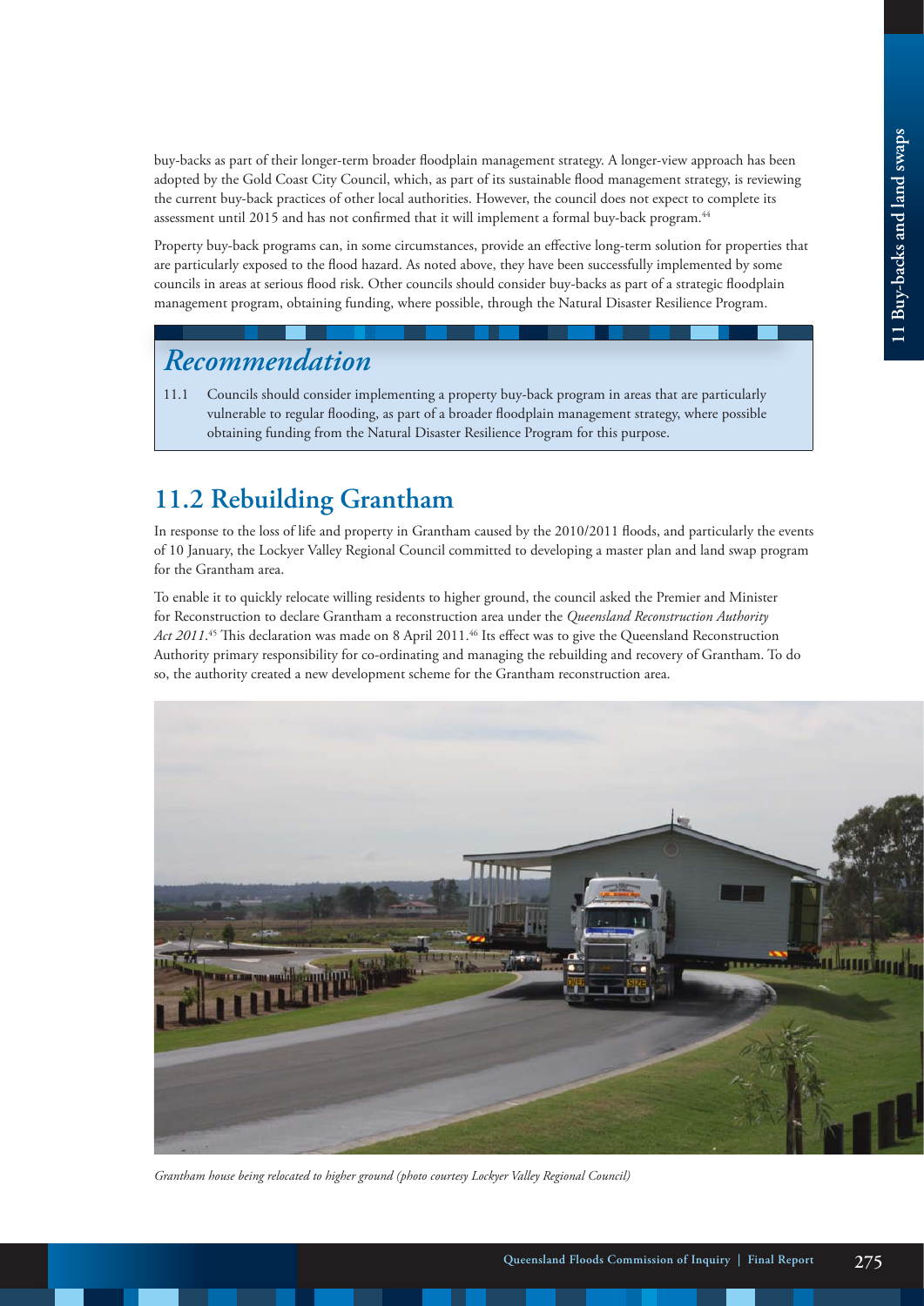buy-backs as part of their longer-term broader floodplain management strategy. A longer-view approach has been adopted by the Gold Coast City Council, which, as part of its sustainable flood management strategy, is reviewing the current buy-back practices of other local authorities. However, the council does not expect to complete its assessment until 2015 and has not confirmed that it will implement a formal buy-back program.[44]

Property buy-back programs can, in some circumstances, provide an effective long-term solution for properties that are particularly exposed to the flood hazard. As noted above, they have been successfully implemented by some councils in areas at serious flood risk. Other councils should consider buy-backs as part of a strategic floodplain management program, obtaining funding, where possible, through the Natural Disaster Resilience Program.

## *Recommendation*

11.1 Councils should consider implementing a property buy-back program in areas that are particularly vulnerable to regular flooding, as part of a broader floodplain management strategy, where possible obtaining funding from the Natural Disaster Resilience Program for this purpose.

## 11.2 Rebuilding Grantham

In response to the loss of life and property in Grantham caused by the 2010/2011 floods, and particularly the events of 10 January, the Lockyer Valley Regional Council committed to developing a master plan and land swap program for the Grantham area.

To enable it to quickly relocate willing residents to higher ground, the council asked the Premier and Minister for Reconstruction to declare Grantham a reconstruction area under the *Queensland Reconstruction Authority Act 2011*.[45] This declaration was made on 8 April 2011.[46] Its effect was to give the Queensland Reconstruction Authority primary responsibility for co-ordinating and managing the rebuilding and recovery of Grantham. To do so, the authority created a new development scheme for the Grantham reconstruction area.

*Grantham house being relocated to higher ground (photo courtesy Lockyer Valley Regional Council)*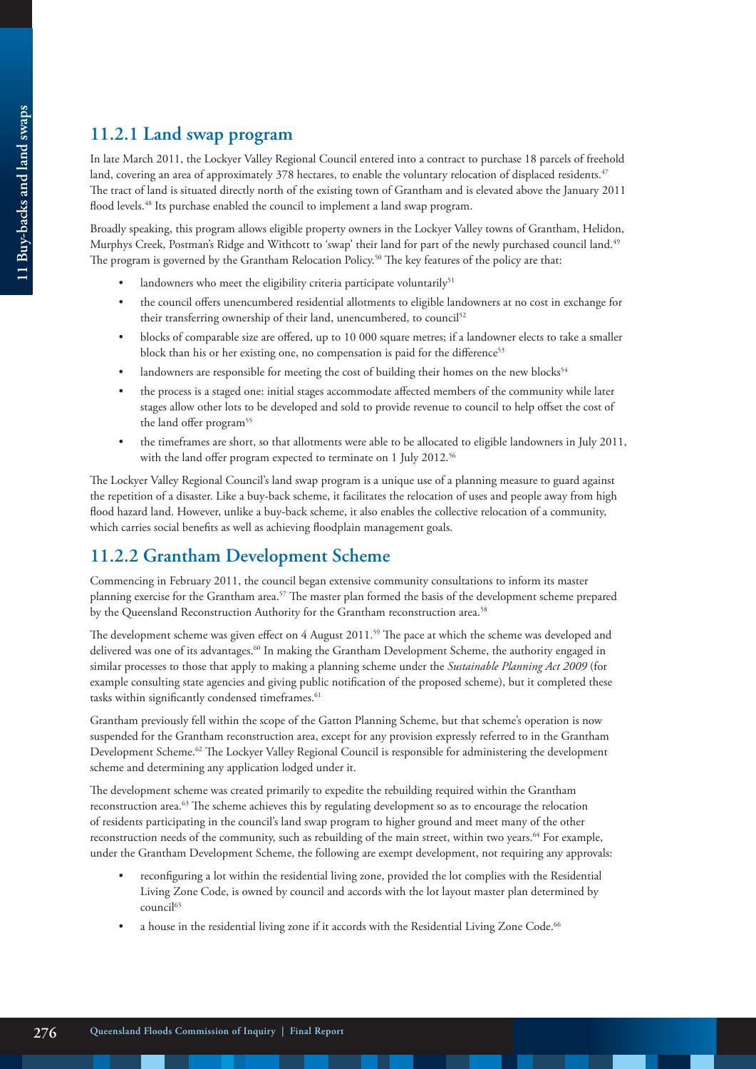### 11.2.1 Land swap program

In late March 2011, the Lockyer Valley Regional Council entered into a contract to purchase 18 parcels of freehold land, covering an area of approximately 378 hectares, to enable the voluntary relocation of displaced residents.[47] The tract of land is situated directly north of the existing town of Grantham and is elevated above the January 2011 flood levels.[48] Its purchase enabled the council to implement a land swap program.

Broadly speaking, this program allows eligible property owners in the Lockyer Valley towns of Grantham, Helidon, Murphys Creek, Postman's Ridge and Withcott to 'swap' their land for part of the newly purchased council land.[49] The program is governed by the Grantham Relocation Policy.[50] The key features of the policy are that:

- landowners who meet the eligibility criteria participate voluntarily[51]
- the council offers unencumbered residential allotments to eligible landowners at no cost in exchange for their transferring ownership of their land, unencumbered, to council[52]
- blocks of comparable size are offered, up to 10 000 square metres; if a landowner elects to take a smaller block than his or her existing one, no compensation is paid for the difference[53]
- landowners are responsible for meeting the cost of building their homes on the new blocks[54]
- the process is a staged one: initial stages accommodate affected members of the community while later stages allow other lots to be developed and sold to provide revenue to council to help offset the cost of the land offer program[55]
- the timeframes are short, so that allotments were able to be allocated to eligible landowners in July 2011, with the land offer program expected to terminate on 1 July 2012.[56]

The Lockyer Valley Regional Council's land swap program is a unique use of a planning measure to guard against the repetition of a disaster. Like a buy-back scheme, it facilitates the relocation of uses and people away from high flood hazard land. However, unlike a buy-back scheme, it also enables the collective relocation of a community, which carries social benefits as well as achieving floodplain management goals.

### 11.2.2 Grantham Development Scheme

Commencing in February 2011, the council began extensive community consultations to inform its master planning exercise for the Grantham area.[57] The master plan formed the basis of the development scheme prepared by the Queensland Reconstruction Authority for the Grantham reconstruction area.[58]

The development scheme was given effect on 4 August 2011.[59] The pace at which the scheme was developed and delivered was one of its advantages.[60] In making the Grantham Development Scheme, the authority engaged in similar processes to those that apply to making a planning scheme under the *Sustainable Planning Act 2009* (for example consulting state agencies and giving public notification of the proposed scheme), but it completed these tasks within significantly condensed timeframes.[61]

Grantham previously fell within the scope of the Gatton Planning Scheme, but that scheme's operation is now suspended for the Grantham reconstruction area, except for any provision expressly referred to in the Grantham Development Scheme.[62] The Lockyer Valley Regional Council is responsible for administering the development scheme and determining any application lodged under it.

The development scheme was created primarily to expedite the rebuilding required within the Grantham reconstruction area.[63] The scheme achieves this by regulating development so as to encourage the relocation of residents participating in the council's land swap program to higher ground and meet many of the other reconstruction needs of the community, such as rebuilding of the main street, within two years.[64] For example, under the Grantham Development Scheme, the following are exempt development, not requiring any approvals:

- reconfiguring a lot within the residential living zone, provided the lot complies with the Residential Living Zone Code, is owned by council and accords with the lot layout master plan determined by council[65]
- a house in the residential living zone if it accords with the Residential Living Zone Code.[66]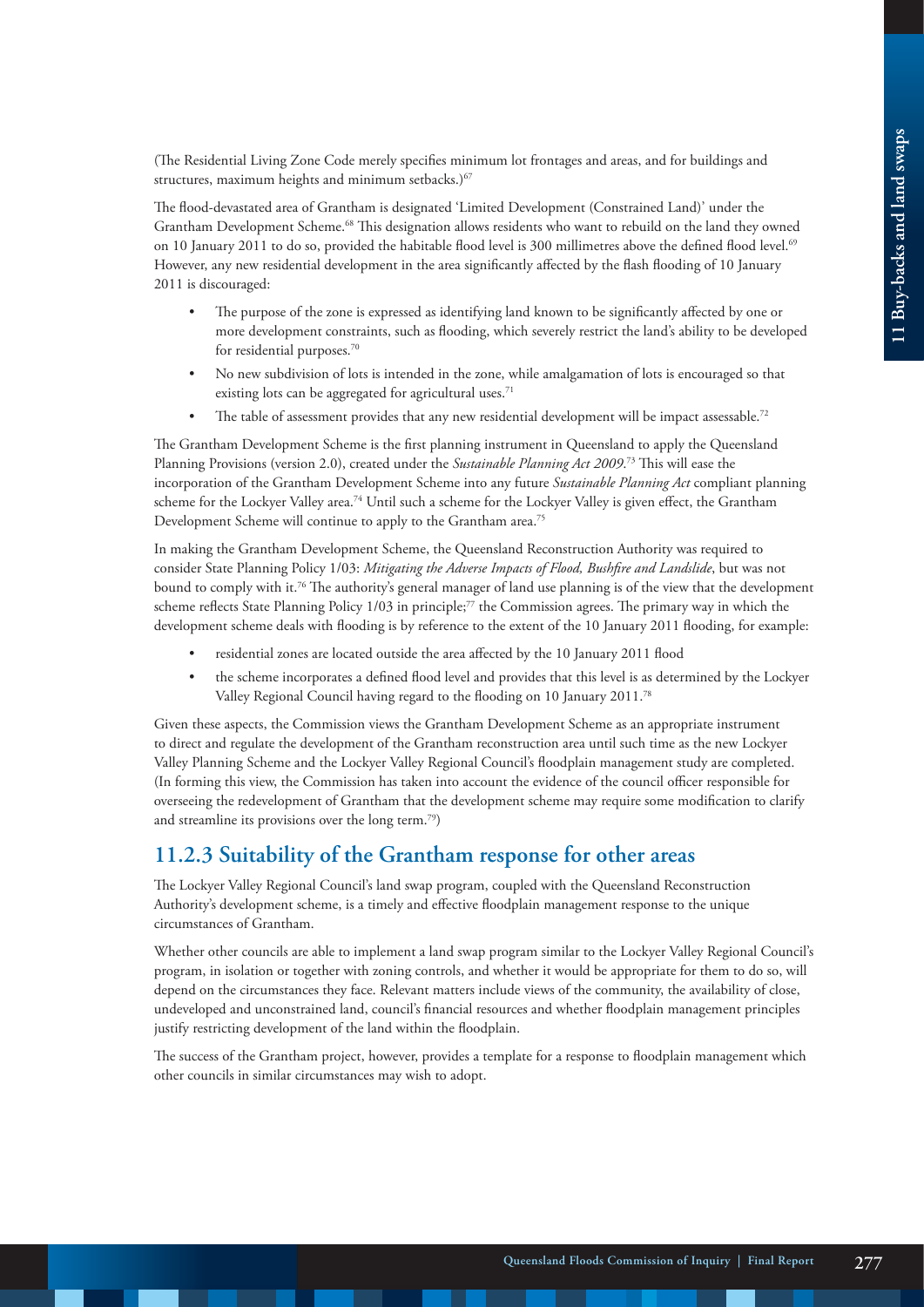(The Residential Living Zone Code merely specifies minimum lot frontages and areas, and for buildings and structures, maximum heights and minimum setbacks.)[67]

The flood-devastated area of Grantham is designated 'Limited Development (Constrained Land)' under the Grantham Development Scheme.[68] This designation allows residents who want to rebuild on the land they owned on 10 January 2011 to do so, provided the habitable flood level is 300 millimetres above the defined flood level.[69] However, any new residential development in the area significantly affected by the flash flooding of 10 January 2011 is discouraged:

- The purpose of the zone is expressed as identifying land known to be significantly affected by one or more development constraints, such as flooding, which severely restrict the land's ability to be developed for residential purposes.[70]
- No new subdivision of lots is intended in the zone, while amalgamation of lots is encouraged so that existing lots can be aggregated for agricultural uses.[71]
- The table of assessment provides that any new residential development will be impact assessable.[72]

The Grantham Development Scheme is the first planning instrument in Queensland to apply the Queensland Planning Provisions (version 2.0), created under the *Sustainable Planning Act 2009*.[73] This will ease the incorporation of the Grantham Development Scheme into any future *Sustainable Planning Act* compliant planning scheme for the Lockyer Valley area.[74] Until such a scheme for the Lockyer Valley is given effect, the Grantham Development Scheme will continue to apply to the Grantham area.[75]

In making the Grantham Development Scheme, the Queensland Reconstruction Authority was required to consider State Planning Policy 1/03: *Mitigating the Adverse Impacts of Flood, Bushfire and Landslide*, but was not bound to comply with it.[76] The authority's general manager of land use planning is of the view that the development scheme reflects State Planning Policy 1/03 in principle;[77] the Commission agrees. The primary way in which the development scheme deals with flooding is by reference to the extent of the 10 January 2011 flooding, for example:

- residential zones are located outside the area affected by the 10 January 2011 flood
- the scheme incorporates a defined flood level and provides that this level is as determined by the Lockyer Valley Regional Council having regard to the flooding on 10 January 2011.[78]

Given these aspects, the Commission views the Grantham Development Scheme as an appropriate instrument to direct and regulate the development of the Grantham reconstruction area until such time as the new Lockyer Valley Planning Scheme and the Lockyer Valley Regional Council's floodplain management study are completed. (In forming this view, the Commission has taken into account the evidence of the council officer responsible for overseeing the redevelopment of Grantham that the development scheme may require some modification to clarify and streamline its provisions over the long term.[79])

### 11.2.3 Suitability of the Grantham response for other areas

The Lockyer Valley Regional Council's land swap program, coupled with the Queensland Reconstruction Authority's development scheme, is a timely and effective floodplain management response to the unique circumstances of Grantham.

Whether other councils are able to implement a land swap program similar to the Lockyer Valley Regional Council's program, in isolation or together with zoning controls, and whether it would be appropriate for them to do so, will depend on the circumstances they face. Relevant matters include views of the community, the availability of close, undeveloped and unconstrained land, council's financial resources and whether floodplain management principles justify restricting development of the land within the floodplain.

The success of the Grantham project, however, provides a template for a response to floodplain management which other councils in similar circumstances may wish to adopt.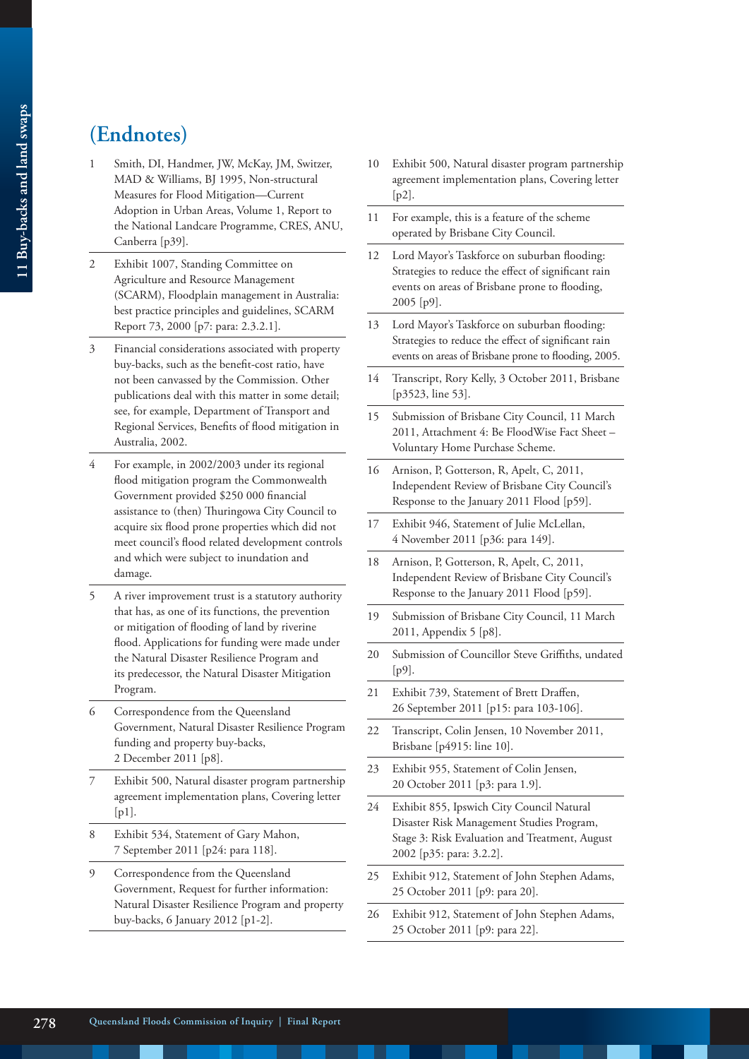# (Endnotes)

1. Smith, DI, Handmer, JW, McKay, JM, Switzer, MAD & Williams, BJ 1995, Non-structural Measures for Flood Mitigation—Current Adoption in Urban Areas, Volume 1, Report to the National Landcare Programme, CRES, ANU, Canberra [p39].
2. Exhibit 1007, Standing Committee on Agriculture and Resource Management (SCARM), Floodplain management in Australia: best practice principles and guidelines, SCARM Report 73, 2000 [p7: para: 2.3.2.1].
3. Financial considerations associated with property buy-backs, such as the benefit-cost ratio, have not been canvassed by the Commission. Other publications deal with this matter in some detail; see, for example, Department of Transport and Regional Services, Benefits of flood mitigation in Australia, 2002.
4. For example, in 2002/2003 under its regional flood mitigation program the Commonwealth Government provided $250 000 financial assistance to (then) Thuringowa City Council to acquire six flood prone properties which did not meet council's flood related development controls and which were subject to inundation and damage.
5. A river improvement trust is a statutory authority that has, as one of its functions, the prevention or mitigation of flooding of land by riverine flood. Applications for funding were made under the Natural Disaster Resilience Program and its predecessor, the Natural Disaster Mitigation Program.
6. Correspondence from the Queensland Government, Natural Disaster Resilience Program funding and property buy-backs, 2 December 2011 [p8].
7. Exhibit 500, Natural disaster program partnership agreement implementation plans, Covering letter [p1].
8. Exhibit 534, Statement of Gary Mahon, 7 September 2011 [p24: para 118].
9. Correspondence from the Queensland Government, Request for further information: Natural Disaster Resilience Program and property buy-backs, 6 January 2012 [p1-2].
10. Exhibit 500, Natural disaster program partnership agreement implementation plans, Covering letter [p2].
11. For example, this is a feature of the scheme operated by Brisbane City Council.
12. Lord Mayor's Taskforce on suburban flooding: Strategies to reduce the effect of significant rain events on areas of Brisbane prone to flooding, 2005 [p9].
13. Lord Mayor's Taskforce on suburban flooding: Strategies to reduce the effect of significant rain events on areas of Brisbane prone to flooding, 2005.
14. Transcript, Rory Kelly, 3 October 2011, Brisbane [p3523, line 53].
15. Submission of Brisbane City Council, 11 March 2011, Attachment 4: Be FloodWise Fact Sheet – Voluntary Home Purchase Scheme.
16. Arnison, P, Gotterson, R, Apelt, C, 2011, Independent Review of Brisbane City Council's Response to the January 2011 Flood [p59].
17. Exhibit 946, Statement of Julie McLellan, 4 November 2011 [p36: para 149].
18. Arnison, P, Gotterson, R, Apelt, C, 2011, Independent Review of Brisbane City Council's Response to the January 2011 Flood [p59].
19. Submission of Brisbane City Council, 11 March 2011, Appendix 5 [p8].
20. Submission of Councillor Steve Griffiths, undated [p9].
21. Exhibit 739, Statement of Brett Draffen, 26 September 2011 [p15: para 103-106].
22. Transcript, Colin Jensen, 10 November 2011, Brisbane [p4915: line 10].
23. Exhibit 955, Statement of Colin Jensen, 20 October 2011 [p3: para 1.9].
24. Exhibit 855, Ipswich City Council Natural Disaster Risk Management Studies Program, Stage 3: Risk Evaluation and Treatment, August 2002 [p35: para: 3.2.2].
25. Exhibit 912, Statement of John Stephen Adams, 25 October 2011 [p9: para 20].
26. Exhibit 912, Statement of John Stephen Adams, 25 October 2011 [p9: para 22].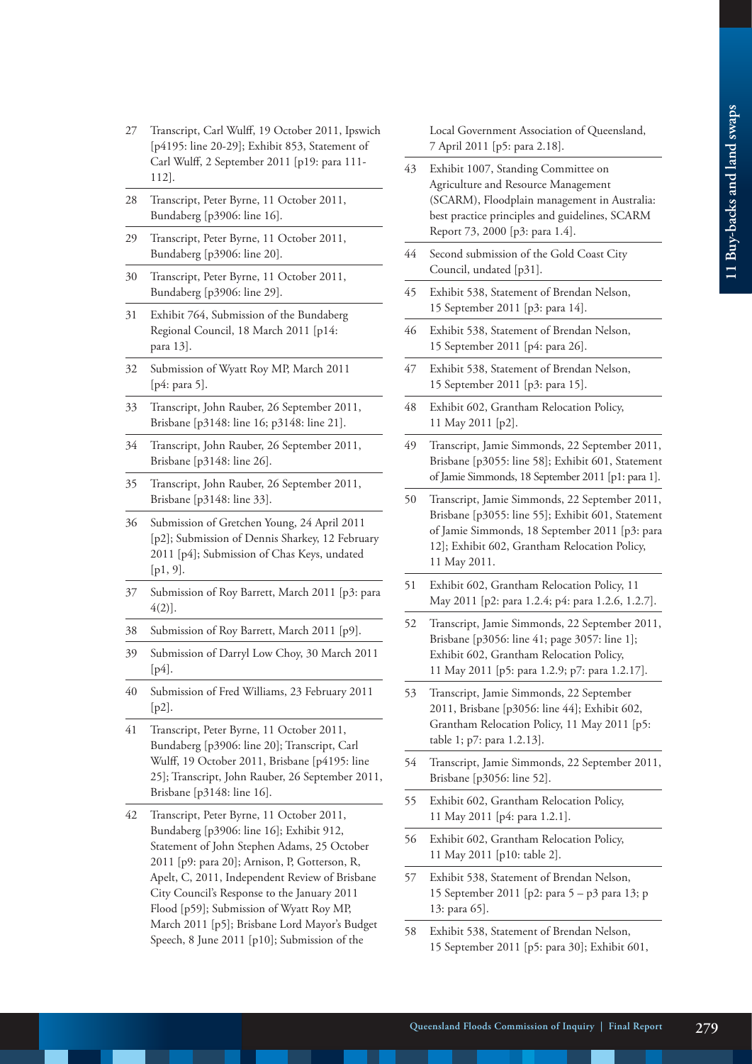27 Transcript, Carl Wulff, 19 October 2011, Ipswich [p4195: line 20-29]; Exhibit 853, Statement of Carl Wulff, 2 September 2011 [p19: para 111-112].

28 Transcript, Peter Byrne, 11 October 2011, Bundaberg [p3906: line 16].

29 Transcript, Peter Byrne, 11 October 2011, Bundaberg [p3906: line 20].

30 Transcript, Peter Byrne, 11 October 2011, Bundaberg [p3906: line 29].

31 Exhibit 764, Submission of the Bundaberg Regional Council, 18 March 2011 [p14: para 13].

32 Submission of Wyatt Roy MP, March 2011 [p4: para 5].

33 Transcript, John Rauber, 26 September 2011, Brisbane [p3148: line 16; p3148: line 21].

34 Transcript, John Rauber, 26 September 2011, Brisbane [p3148: line 26].

35 Transcript, John Rauber, 26 September 2011, Brisbane [p3148: line 33].

36 Submission of Gretchen Young, 24 April 2011 [p2]; Submission of Dennis Sharkey, 12 February 2011 [p4]; Submission of Chas Keys, undated [p1, 9].

37 Submission of Roy Barrett, March 2011 [p3: para 4(2)].

38 Submission of Roy Barrett, March 2011 [p9].

39 Submission of Darryl Low Choy, 30 March 2011 [p4].

40 Submission of Fred Williams, 23 February 2011 [p2].

41 Transcript, Peter Byrne, 11 October 2011, Bundaberg [p3906: line 20]; Transcript, Carl Wulff, 19 October 2011, Brisbane [p4195: line 25]; Transcript, John Rauber, 26 September 2011, Brisbane [p3148: line 16].

42 Transcript, Peter Byrne, 11 October 2011, Bundaberg [p3906: line 16]; Exhibit 912, Statement of John Stephen Adams, 25 October 2011 [p9: para 20]; Arnison, P, Gotterson, R, Apelt, C, 2011, Independent Review of Brisbane City Council's Response to the January 2011 Flood [p59]; Submission of Wyatt Roy MP, March 2011 [p5]; Brisbane Lord Mayor's Budget Speech, 8 June 2011 [p10]; Submission of the Local Government Association of Queensland, 7 April 2011 [p5: para 2.18].

43 Exhibit 1007, Standing Committee on Agriculture and Resource Management (SCARM), Floodplain management in Australia: best practice principles and guidelines, SCARM Report 73, 2000 [p3: para 1.4].

44 Second submission of the Gold Coast City Council, undated [p31].

45 Exhibit 538, Statement of Brendan Nelson, 15 September 2011 [p3: para 14].

46 Exhibit 538, Statement of Brendan Nelson, 15 September 2011 [p4: para 26].

47 Exhibit 538, Statement of Brendan Nelson, 15 September 2011 [p3: para 15].

48 Exhibit 602, Grantham Relocation Policy, 11 May 2011 [p2].

49 Transcript, Jamie Simmonds, 22 September 2011, Brisbane [p3055: line 58]; Exhibit 601, Statement of Jamie Simmonds, 18 September 2011 [p1: para 1].

50 Transcript, Jamie Simmonds, 22 September 2011, Brisbane [p3055: line 55]; Exhibit 601, Statement of Jamie Simmonds, 18 September 2011 [p3: para 12]; Exhibit 602, Grantham Relocation Policy, 11 May 2011.

51 Exhibit 602, Grantham Relocation Policy, 11 May 2011 [p2: para 1.2.4; p4: para 1.2.6, 1.2.7].

52 Transcript, Jamie Simmonds, 22 September 2011, Brisbane [p3056: line 41; page 3057: line 1]; Exhibit 602, Grantham Relocation Policy, 11 May 2011 [p5: para 1.2.9; p7: para 1.2.17].

53 Transcript, Jamie Simmonds, 22 September 2011, Brisbane [p3056: line 44]; Exhibit 602, Grantham Relocation Policy, 11 May 2011 [p5: table 1; p7: para 1.2.13].

54 Transcript, Jamie Simmonds, 22 September 2011, Brisbane [p3056: line 52].

55 Exhibit 602, Grantham Relocation Policy, 11 May 2011 [p4: para 1.2.1].

56 Exhibit 602, Grantham Relocation Policy, 11 May 2011 [p10: table 2].

57 Exhibit 538, Statement of Brendan Nelson, 15 September 2011 [p2: para 5 – p3 para 13; p 13: para 65].

58 Exhibit 538, Statement of Brendan Nelson, 15 September 2011 [p5: para 30]; Exhibit 601,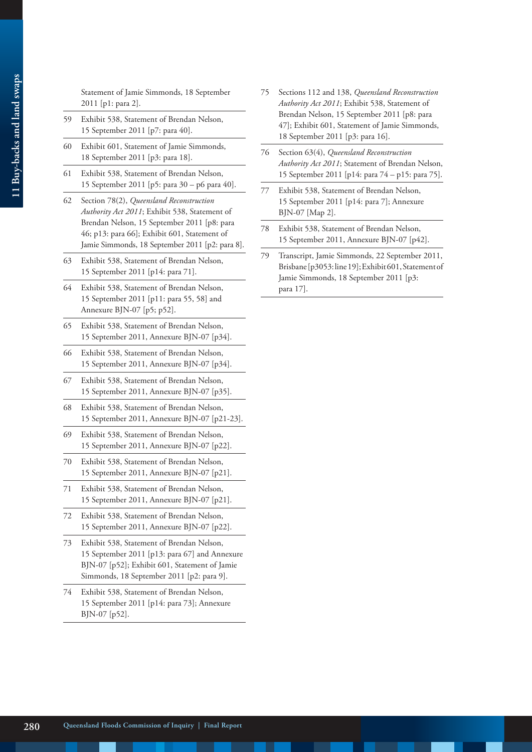Statement of Jamie Simmonds, 18 September 2011 [p1: para 2].

59 Exhibit 538, Statement of Brendan Nelson, 15 September 2011 [p7: para 40].

60 Exhibit 601, Statement of Jamie Simmonds, 18 September 2011 [p3: para 18].

61 Exhibit 538, Statement of Brendan Nelson, 15 September 2011 [p5: para 30 – p6 para 40].

62 Section 78(2), *Queensland Reconstruction Authority Act 2011*; Exhibit 538, Statement of Brendan Nelson, 15 September 2011 [p8: para 46; p13: para 66]; Exhibit 601, Statement of Jamie Simmonds, 18 September 2011 [p2: para 8].

63 Exhibit 538, Statement of Brendan Nelson, 15 September 2011 [p14: para 71].

64 Exhibit 538, Statement of Brendan Nelson, 15 September 2011 [p11: para 55, 58] and Annexure BJN-07 [p5; p52].

65 Exhibit 538, Statement of Brendan Nelson, 15 September 2011, Annexure BJN-07 [p34].

66 Exhibit 538, Statement of Brendan Nelson, 15 September 2011, Annexure BJN-07 [p34].

67 Exhibit 538, Statement of Brendan Nelson, 15 September 2011, Annexure BJN-07 [p35].

68 Exhibit 538, Statement of Brendan Nelson, 15 September 2011, Annexure BJN-07 [p21-23].

69 Exhibit 538, Statement of Brendan Nelson, 15 September 2011, Annexure BJN-07 [p22].

70 Exhibit 538, Statement of Brendan Nelson, 15 September 2011, Annexure BJN-07 [p21].

71 Exhibit 538, Statement of Brendan Nelson, 15 September 2011, Annexure BJN-07 [p21].

72 Exhibit 538, Statement of Brendan Nelson, 15 September 2011, Annexure BJN-07 [p22].

73 Exhibit 538, Statement of Brendan Nelson, 15 September 2011 [p13: para 67] and Annexure BJN-07 [p52]; Exhibit 601, Statement of Jamie Simmonds, 18 September 2011 [p2: para 9].

74 Exhibit 538, Statement of Brendan Nelson, 15 September 2011 [p14: para 73]; Annexure BJN-07 [p52].

75 Sections 112 and 138, *Queensland Reconstruction Authority Act 2011*; Exhibit 538, Statement of Brendan Nelson, 15 September 2011 [p8: para 47]; Exhibit 601, Statement of Jamie Simmonds, 18 September 2011 [p3: para 16].

76 Section 63(4), *Queensland Reconstruction Authority Act 2011*; Statement of Brendan Nelson, 15 September 2011 [p14: para 74 – p15: para 75].

77 Exhibit 538, Statement of Brendan Nelson, 15 September 2011 [p14: para 7]; Annexure BJN-07 [Map 2].

78 Exhibit 538, Statement of Brendan Nelson, 15 September 2011, Annexure BJN-07 [p42].

79 Transcript, Jamie Simmonds, 22 September 2011, Brisbane [p3053: line 19]; Exhibit 601, Statement of Jamie Simmonds, 18 September 2011 [p3: para 17].